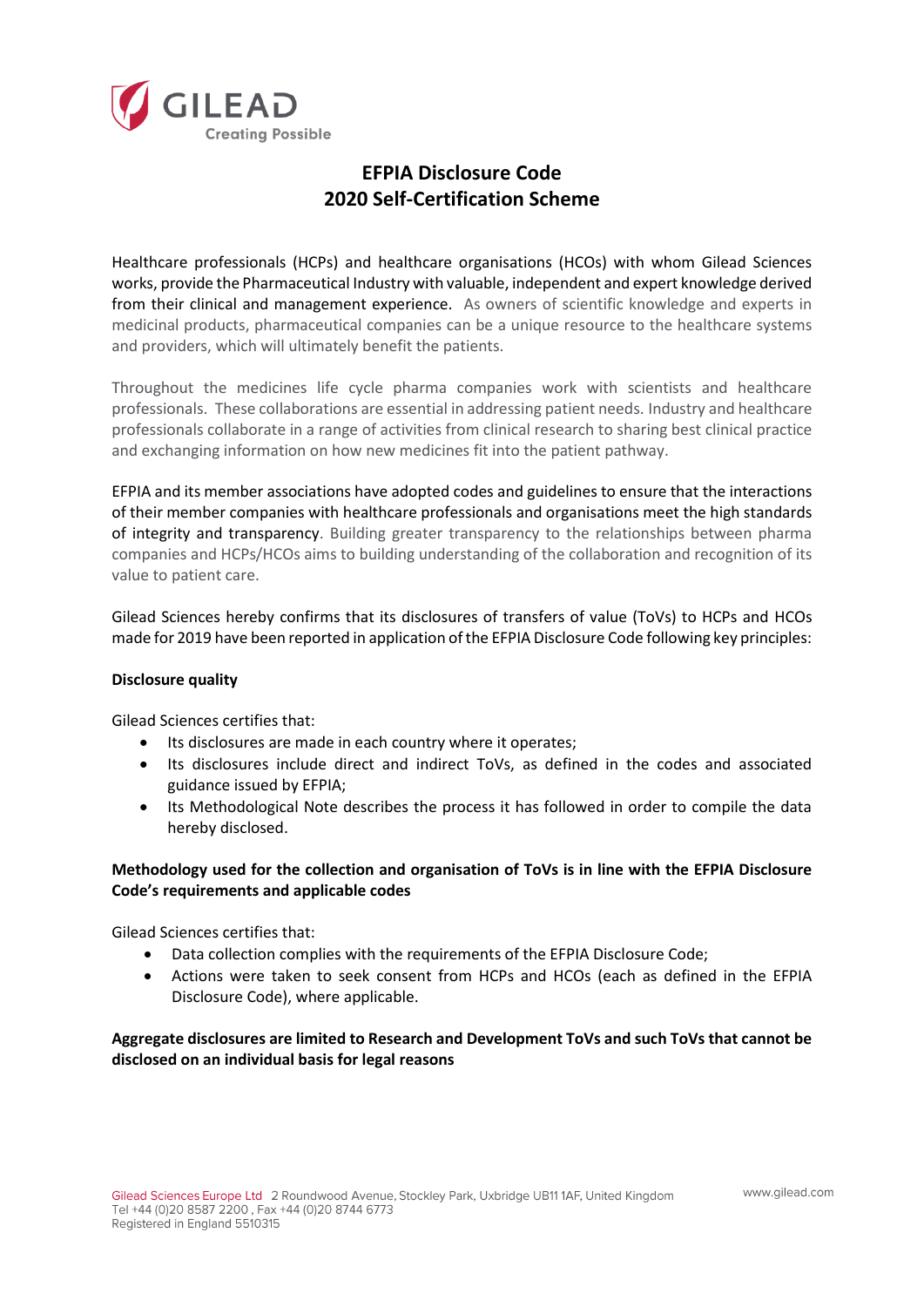# EFPIA Disclosure Code
# 2020 Self-Certification Scheme

Healthcare professionals (HCPs) and healthcare organisations (HCOs) with whom Gilead Sciences works, provide the Pharmaceutical Industry with valuable, independent and expert knowledge derived from their clinical and management experience. As owners of scientific knowledge and experts in medicinal products, pharmaceutical companies can be a unique resource to the healthcare systems and providers, which will ultimately benefit the patients.

Throughout the medicines life cycle pharma companies work with scientists and healthcare professionals. These collaborations are essential in addressing patient needs. Industry and healthcare professionals collaborate in a range of activities from clinical research to sharing best clinical practice and exchanging information on how new medicines fit into the patient pathway.

EFPIA and its member associations have adopted codes and guidelines to ensure that the interactions of their member companies with healthcare professionals and organisations meet the high standards of integrity and transparency. Building greater transparency to the relationships between pharma companies and HCPs/HCOs aims to building understanding of the collaboration and recognition of its value to patient care.

Gilead Sciences hereby confirms that its disclosures of transfers of value (ToVs) to HCPs and HCOs made for 2019 have been reported in application of the EFPIA Disclosure Code following key principles:

**Disclosure quality**

Gilead Sciences certifies that:

- Its disclosures are made in each country where it operates;
- Its disclosures include direct and indirect ToVs, as defined in the codes and associated guidance issued by EFPIA;
- Its Methodological Note describes the process it has followed in order to compile the data hereby disclosed.

**Methodology used for the collection and organisation of ToVs is in line with the EFPIA Disclosure Code's requirements and applicable codes**

Gilead Sciences certifies that:

- Data collection complies with the requirements of the EFPIA Disclosure Code;
- Actions were taken to seek consent from HCPs and HCOs (each as defined in the EFPIA Disclosure Code), where applicable.

**Aggregate disclosures are limited to Research and Development ToVs and such ToVs that cannot be disclosed on an individual basis for legal reasons**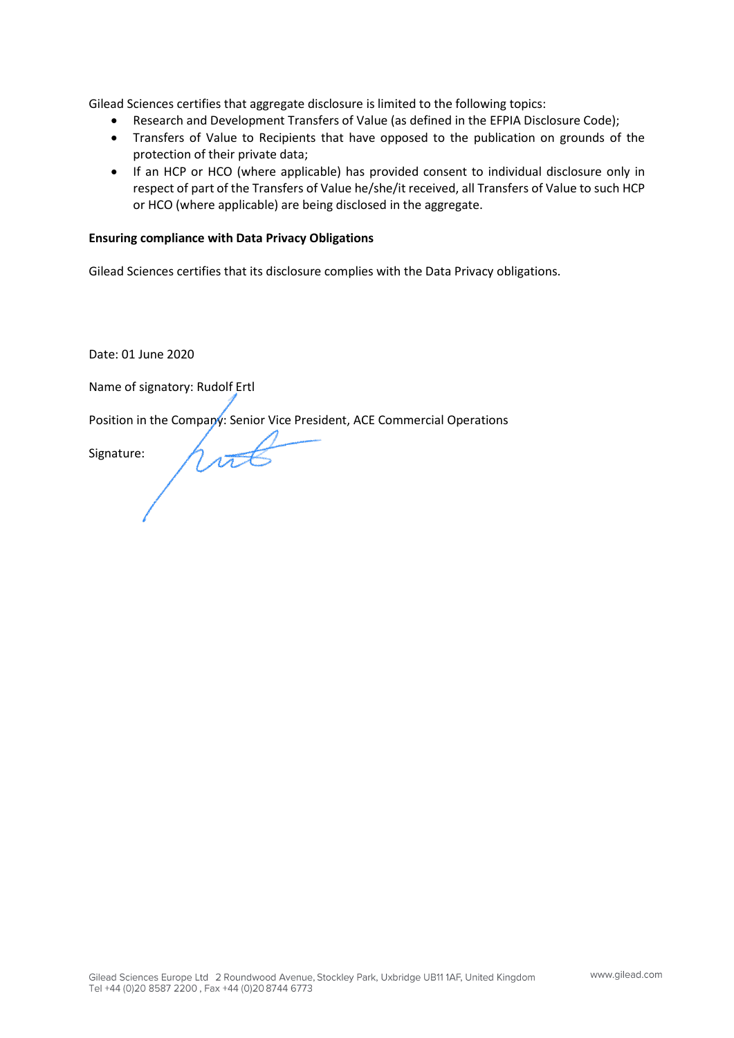Gilead Sciences certifies that aggregate disclosure is limited to the following topics:

- Research and Development Transfers of Value (as defined in the EFPIA Disclosure Code);
- Transfers of Value to Recipients that have opposed to the publication on grounds of the protection of their private data;
- If an HCP or HCO (where applicable) has provided consent to individual disclosure only in respect of part of the Transfers of Value he/she/it received, all Transfers of Value to such HCP or HCO (where applicable) are being disclosed in the aggregate.

**Ensuring compliance with Data Privacy Obligations**

Gilead Sciences certifies that its disclosure complies with the Data Privacy obligations.

Date: 01 June 2020

Name of signatory: Rudolf Ertl

Position in the Company: Senior Vice President, ACE Commercial Operations

Signature:

Gilead Sciences Europe Ltd 2 Roundwood Avenue, Stockley Park, Uxbridge UB11 1AF, United Kingdom
Tel +44 (0)20 8587 2200 , Fax +44 (0)20 8744 6773

www.gilead.com